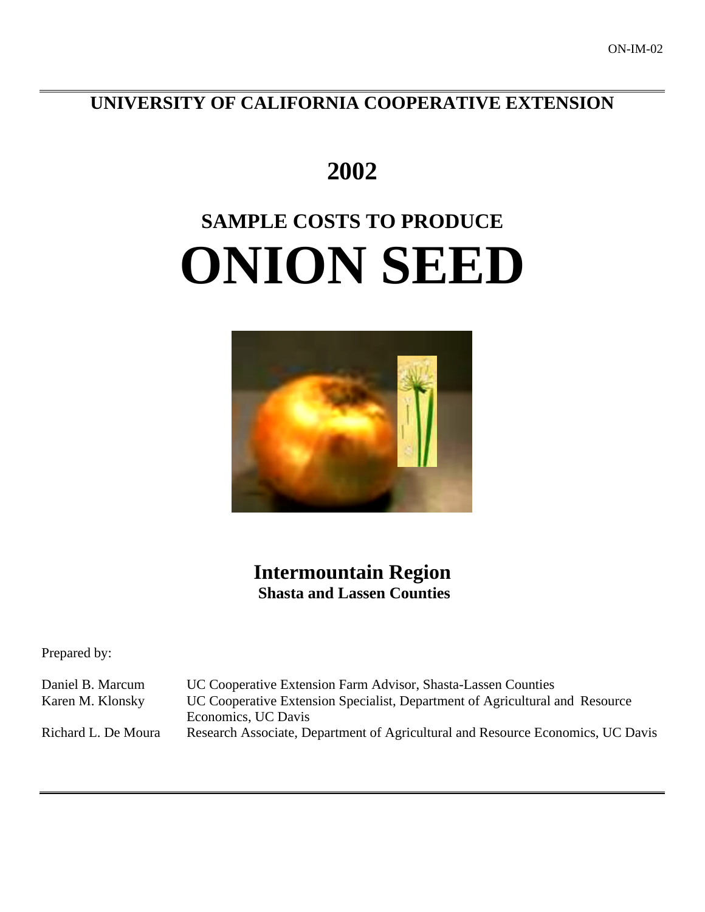ON-IM-02

# UNIVERSITY OF CALIFORNIA COOPERATIVE EXTENSION

# 2002

## SAMPLE COSTS TO PRODUCE

# ONION SEED

## Intermountain Region

### Shasta and Lassen Counties

Prepared by:

| | |
|---|---|
| Daniel B. Marcum | UC Cooperative Extension Farm Advisor, Shasta-Lassen Counties |
| Karen M. Klonsky | UC Cooperative Extension Specialist, Department of Agricultural and Resource Economics, UC Davis |
| Richard L. De Moura | Research Associate, Department of Agricultural and Resource Economics, UC Davis |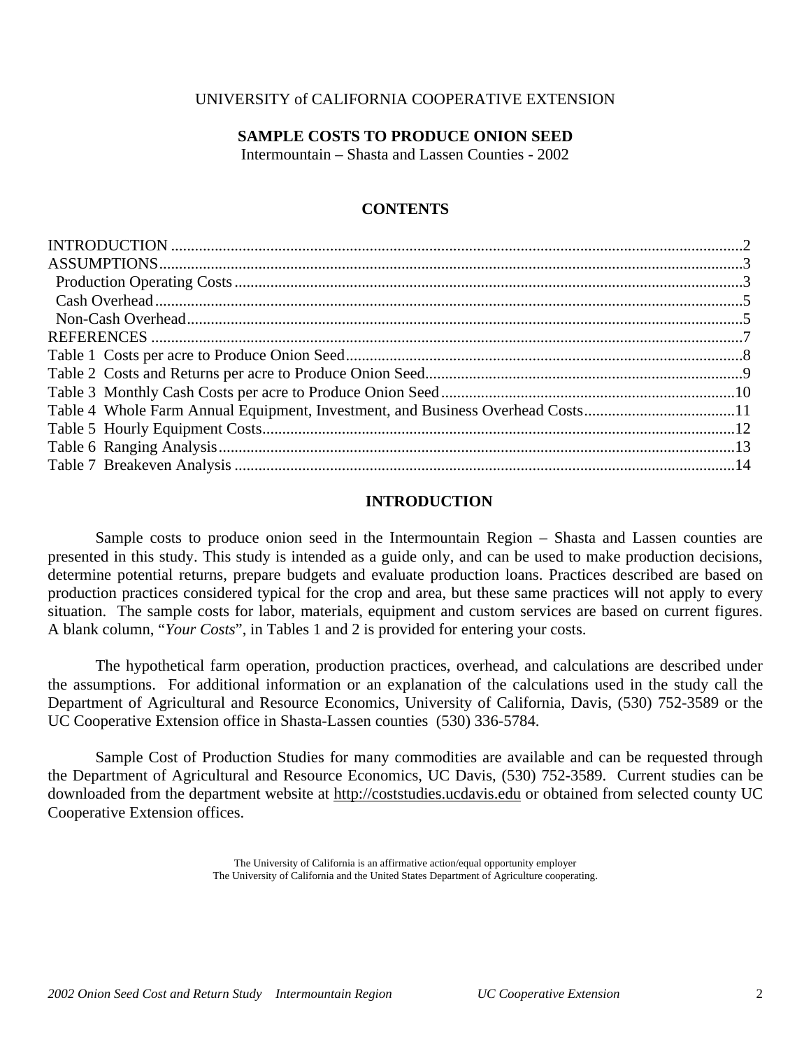UNIVERSITY of CALIFORNIA COOPERATIVE EXTENSION

# SAMPLE COSTS TO PRODUCE ONION SEED

Intermountain – Shasta and Lassen Counties - 2002

## CONTENTS

INTRODUCTION ..............................................................................2
ASSUMPTIONS..............................................................................3
  Production Operating Costs ..............................................................3
  Cash Overhead ..............................................................................5
  Non-Cash Overhead ..........................................................................5
REFERENCES ..............................................................................7
Table 1  Costs per acre to Produce Onion Seed..........................................8
Table 2  Costs and Returns per acre to Produce Onion Seed...............................9
Table 3  Monthly Cash Costs per acre to Produce Onion Seed.............................10
Table 4  Whole Farm Annual Equipment, Investment, and Business Overhead Costs..........11
Table 5  Hourly Equipment Costs..........................................................12
Table 6  Ranging Analysis................................................................13
Table 7  Breakeven Analysis .............................................................14

## INTRODUCTION

Sample costs to produce onion seed in the Intermountain Region – Shasta and Lassen counties are presented in this study. This study is intended as a guide only, and can be used to make production decisions, determine potential returns, prepare budgets and evaluate production loans. Practices described are based on production practices considered typical for the crop and area, but these same practices will not apply to every situation. The sample costs for labor, materials, equipment and custom services are based on current figures. A blank column, "*Your Costs*", in Tables 1 and 2 is provided for entering your costs.

The hypothetical farm operation, production practices, overhead, and calculations are described under the assumptions. For additional information or an explanation of the calculations used in the study call the Department of Agricultural and Resource Economics, University of California, Davis, (530) 752-3589 or the UC Cooperative Extension office in Shasta-Lassen counties (530) 336-5784.

Sample Cost of Production Studies for many commodities are available and can be requested through the Department of Agricultural and Resource Economics, UC Davis, (530) 752-3589. Current studies can be downloaded from the department website at http://coststudies.ucdavis.edu or obtained from selected county UC Cooperative Extension offices.

The University of California is an affirmative action/equal opportunity employer
The University of California and the United States Department of Agriculture cooperating.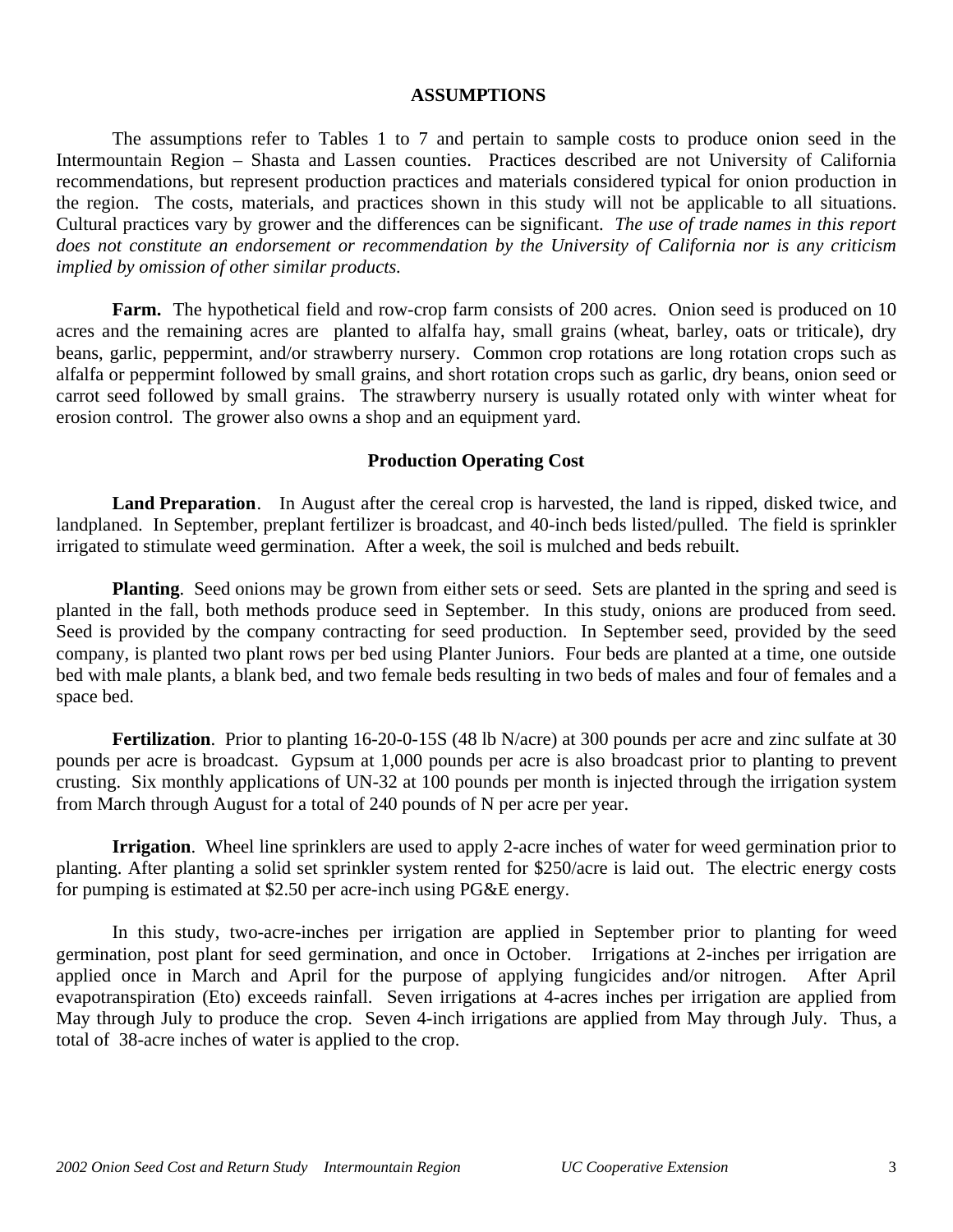## ASSUMPTIONS

The assumptions refer to Tables 1 to 7 and pertain to sample costs to produce onion seed in the Intermountain Region – Shasta and Lassen counties. Practices described are not University of California recommendations, but represent production practices and materials considered typical for onion production in the region. The costs, materials, and practices shown in this study will not be applicable to all situations. Cultural practices vary by grower and the differences can be significant. *The use of trade names in this report does not constitute an endorsement or recommendation by the University of California nor is any criticism implied by omission of other similar products.*

**Farm.** The hypothetical field and row-crop farm consists of 200 acres. Onion seed is produced on 10 acres and the remaining acres are planted to alfalfa hay, small grains (wheat, barley, oats or triticale), dry beans, garlic, peppermint, and/or strawberry nursery. Common crop rotations are long rotation crops such as alfalfa or peppermint followed by small grains, and short rotation crops such as garlic, dry beans, onion seed or carrot seed followed by small grains. The strawberry nursery is usually rotated only with winter wheat for erosion control. The grower also owns a shop and an equipment yard.

### Production Operating Cost

**Land Preparation**. In August after the cereal crop is harvested, the land is ripped, disked twice, and landplaned. In September, preplant fertilizer is broadcast, and 40-inch beds listed/pulled. The field is sprinkler irrigated to stimulate weed germination. After a week, the soil is mulched and beds rebuilt.

**Planting**. Seed onions may be grown from either sets or seed. Sets are planted in the spring and seed is planted in the fall, both methods produce seed in September. In this study, onions are produced from seed. Seed is provided by the company contracting for seed production. In September seed, provided by the seed company, is planted two plant rows per bed using Planter Juniors. Four beds are planted at a time, one outside bed with male plants, a blank bed, and two female beds resulting in two beds of males and four of females and a space bed.

**Fertilization**. Prior to planting 16-20-0-15S (48 lb N/acre) at 300 pounds per acre and zinc sulfate at 30 pounds per acre is broadcast. Gypsum at 1,000 pounds per acre is also broadcast prior to planting to prevent crusting. Six monthly applications of UN-32 at 100 pounds per month is injected through the irrigation system from March through August for a total of 240 pounds of N per acre per year.

**Irrigation**. Wheel line sprinklers are used to apply 2-acre inches of water for weed germination prior to planting. After planting a solid set sprinkler system rented for $250/acre is laid out. The electric energy costs for pumping is estimated at $2.50 per acre-inch using PG&E energy.

In this study, two-acre-inches per irrigation are applied in September prior to planting for weed germination, post plant for seed germination, and once in October. Irrigations at 2-inches per irrigation are applied once in March and April for the purpose of applying fungicides and/or nitrogen. After April evapotranspiration (Eto) exceeds rainfall. Seven irrigations at 4-acres inches per irrigation are applied from May through July to produce the crop. Seven 4-inch irrigations are applied from May through July. Thus, a total of 38-acre inches of water is applied to the crop.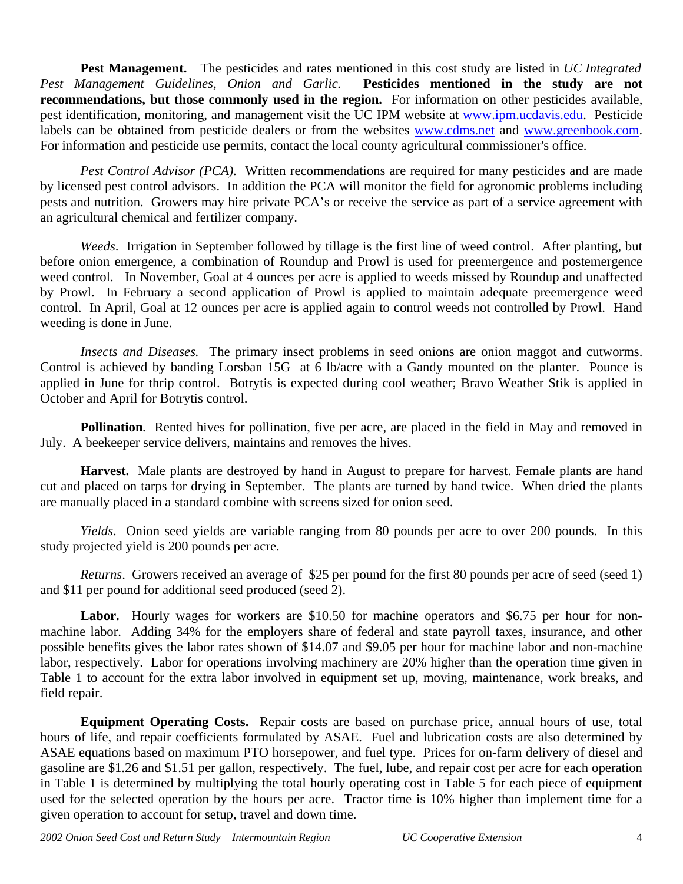**Pest Management.** The pesticides and rates mentioned in this cost study are listed in *UC Integrated Pest Management Guidelines, Onion and Garlic.* **Pesticides mentioned in the study are not recommendations, but those commonly used in the region.** For information on other pesticides available, pest identification, monitoring, and management visit the UC IPM website at www.ipm.ucdavis.edu. Pesticide labels can be obtained from pesticide dealers or from the websites www.cdms.net and www.greenbook.com. For information and pesticide use permits, contact the local county agricultural commissioner's office.

*Pest Control Advisor (PCA).* Written recommendations are required for many pesticides and are made by licensed pest control advisors. In addition the PCA will monitor the field for agronomic problems including pests and nutrition. Growers may hire private PCA's or receive the service as part of a service agreement with an agricultural chemical and fertilizer company.

*Weeds*. Irrigation in September followed by tillage is the first line of weed control. After planting, but before onion emergence, a combination of Roundup and Prowl is used for preemergence and postemergence weed control. In November, Goal at 4 ounces per acre is applied to weeds missed by Roundup and unaffected by Prowl. In February a second application of Prowl is applied to maintain adequate preemergence weed control. In April, Goal at 12 ounces per acre is applied again to control weeds not controlled by Prowl. Hand weeding is done in June.

*Insects and Diseases.* The primary insect problems in seed onions are onion maggot and cutworms. Control is achieved by banding Lorsban 15G at 6 lb/acre with a Gandy mounted on the planter. Pounce is applied in June for thrip control. Botrytis is expected during cool weather; Bravo Weather Stik is applied in October and April for Botrytis control.

**Pollination***.* Rented hives for pollination, five per acre, are placed in the field in May and removed in July. A beekeeper service delivers, maintains and removes the hives.

**Harvest.** Male plants are destroyed by hand in August to prepare for harvest. Female plants are hand cut and placed on tarps for drying in September. The plants are turned by hand twice. When dried the plants are manually placed in a standard combine with screens sized for onion seed.

*Yields*. Onion seed yields are variable ranging from 80 pounds per acre to over 200 pounds. In this study projected yield is 200 pounds per acre.

*Returns*. Growers received an average of $25 per pound for the first 80 pounds per acre of seed (seed 1) and $11 per pound for additional seed produced (seed 2).

**Labor.** Hourly wages for workers are $10.50 for machine operators and $6.75 per hour for non-machine labor. Adding 34% for the employers share of federal and state payroll taxes, insurance, and other possible benefits gives the labor rates shown of $14.07 and $9.05 per hour for machine labor and non-machine labor, respectively. Labor for operations involving machinery are 20% higher than the operation time given in Table 1 to account for the extra labor involved in equipment set up, moving, maintenance, work breaks, and field repair.

**Equipment Operating Costs.** Repair costs are based on purchase price, annual hours of use, total hours of life, and repair coefficients formulated by ASAE. Fuel and lubrication costs are also determined by ASAE equations based on maximum PTO horsepower, and fuel type. Prices for on-farm delivery of diesel and gasoline are $1.26 and $1.51 per gallon, respectively. The fuel, lube, and repair cost per acre for each operation in Table 1 is determined by multiplying the total hourly operating cost in Table 5 for each piece of equipment used for the selected operation by the hours per acre. Tractor time is 10% higher than implement time for a given operation to account for setup, travel and down time.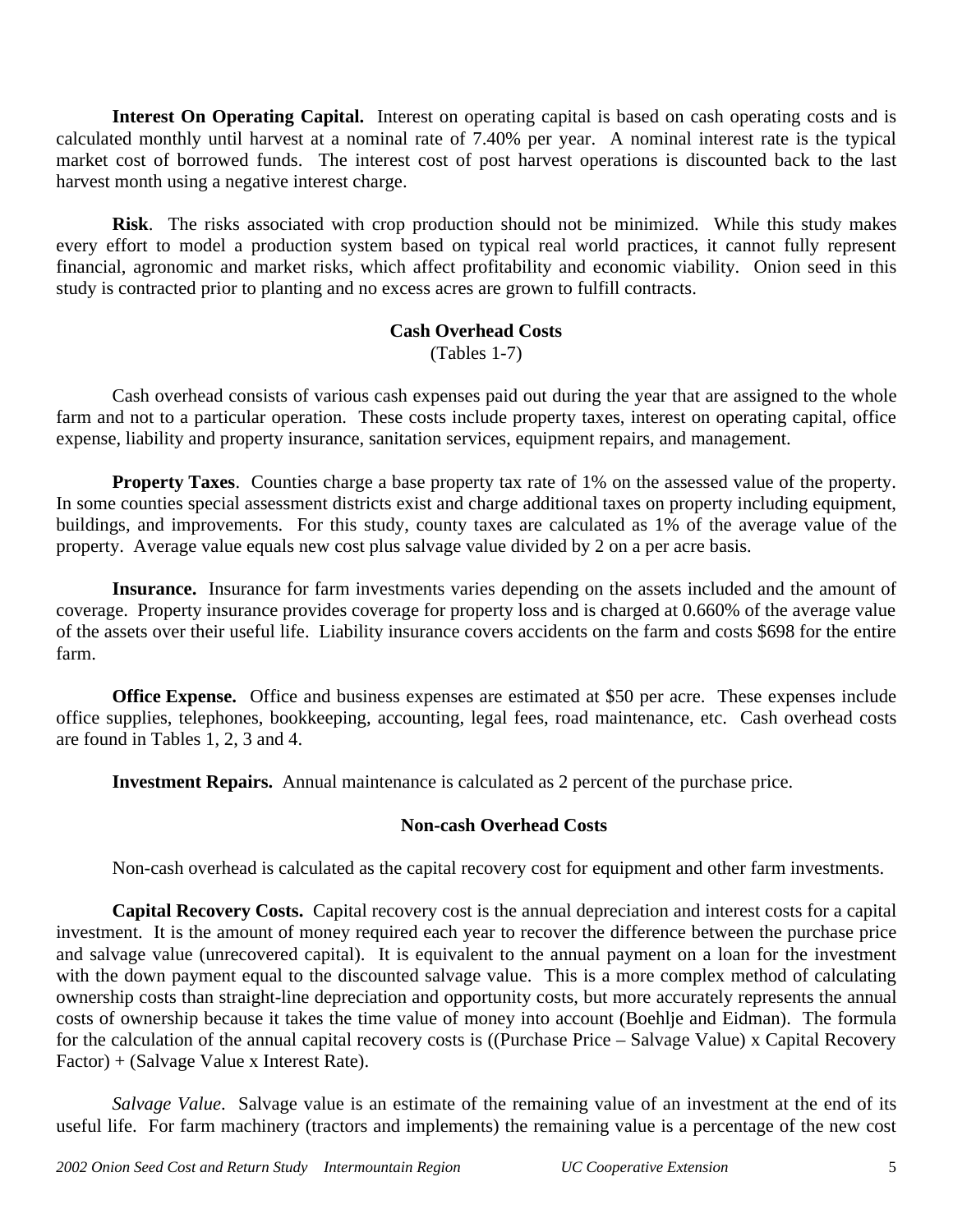**Interest On Operating Capital.** Interest on operating capital is based on cash operating costs and is calculated monthly until harvest at a nominal rate of 7.40% per year. A nominal interest rate is the typical market cost of borrowed funds. The interest cost of post harvest operations is discounted back to the last harvest month using a negative interest charge.

**Risk**. The risks associated with crop production should not be minimized. While this study makes every effort to model a production system based on typical real world practices, it cannot fully represent financial, agronomic and market risks, which affect profitability and economic viability. Onion seed in this study is contracted prior to planting and no excess acres are grown to fulfill contracts.

## Cash Overhead Costs

(Tables 1-7)

Cash overhead consists of various cash expenses paid out during the year that are assigned to the whole farm and not to a particular operation. These costs include property taxes, interest on operating capital, office expense, liability and property insurance, sanitation services, equipment repairs, and management.

**Property Taxes**. Counties charge a base property tax rate of 1% on the assessed value of the property. In some counties special assessment districts exist and charge additional taxes on property including equipment, buildings, and improvements. For this study, county taxes are calculated as 1% of the average value of the property. Average value equals new cost plus salvage value divided by 2 on a per acre basis.

**Insurance.** Insurance for farm investments varies depending on the assets included and the amount of coverage. Property insurance provides coverage for property loss and is charged at 0.660% of the average value of the assets over their useful life. Liability insurance covers accidents on the farm and costs $698 for the entire farm.

**Office Expense.** Office and business expenses are estimated at $50 per acre. These expenses include office supplies, telephones, bookkeeping, accounting, legal fees, road maintenance, etc. Cash overhead costs are found in Tables 1, 2, 3 and 4.

**Investment Repairs.** Annual maintenance is calculated as 2 percent of the purchase price.

## Non-cash Overhead Costs

Non-cash overhead is calculated as the capital recovery cost for equipment and other farm investments.

**Capital Recovery Costs.** Capital recovery cost is the annual depreciation and interest costs for a capital investment. It is the amount of money required each year to recover the difference between the purchase price and salvage value (unrecovered capital). It is equivalent to the annual payment on a loan for the investment with the down payment equal to the discounted salvage value. This is a more complex method of calculating ownership costs than straight-line depreciation and opportunity costs, but more accurately represents the annual costs of ownership because it takes the time value of money into account (Boehlje and Eidman). The formula for the calculation of the annual capital recovery costs is ((Purchase Price – Salvage Value) x Capital Recovery Factor) + (Salvage Value x Interest Rate).

*Salvage Value*. Salvage value is an estimate of the remaining value of an investment at the end of its useful life. For farm machinery (tractors and implements) the remaining value is a percentage of the new cost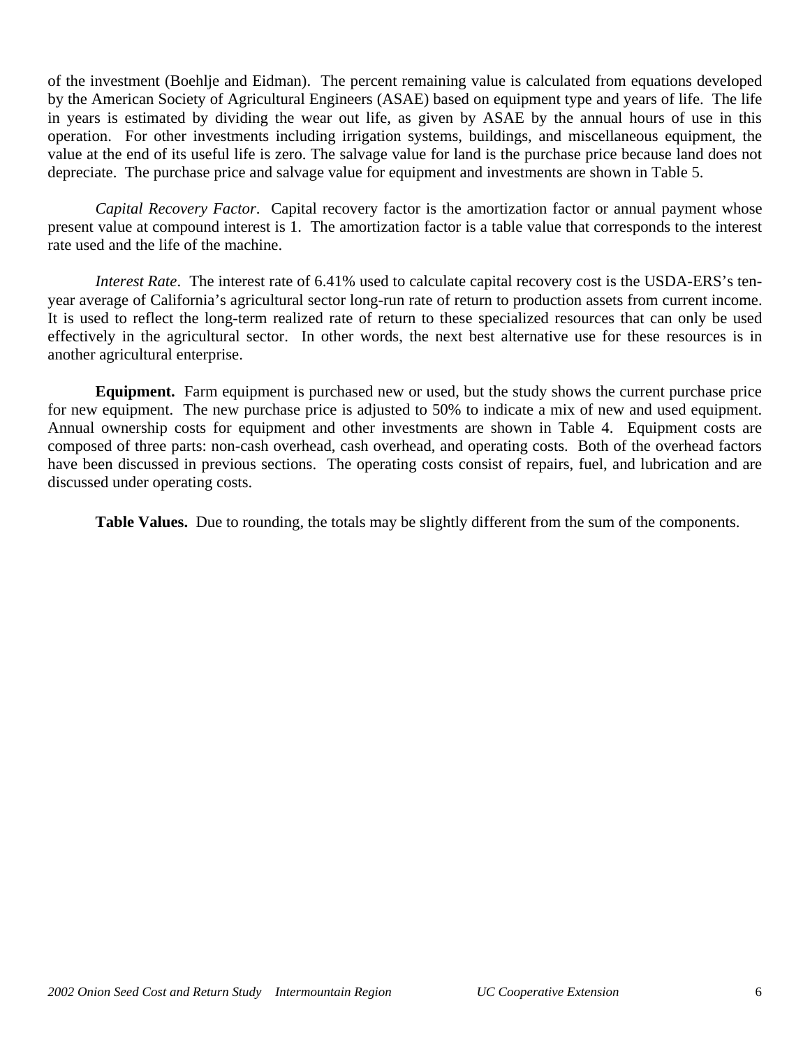of the investment (Boehlje and Eidman). The percent remaining value is calculated from equations developed by the American Society of Agricultural Engineers (ASAE) based on equipment type and years of life. The life in years is estimated by dividing the wear out life, as given by ASAE by the annual hours of use in this operation. For other investments including irrigation systems, buildings, and miscellaneous equipment, the value at the end of its useful life is zero. The salvage value for land is the purchase price because land does not depreciate. The purchase price and salvage value for equipment and investments are shown in Table 5.

*Capital Recovery Factor*. Capital recovery factor is the amortization factor or annual payment whose present value at compound interest is 1. The amortization factor is a table value that corresponds to the interest rate used and the life of the machine.

*Interest Rate*. The interest rate of 6.41% used to calculate capital recovery cost is the USDA-ERS's ten-year average of California's agricultural sector long-run rate of return to production assets from current income. It is used to reflect the long-term realized rate of return to these specialized resources that can only be used effectively in the agricultural sector. In other words, the next best alternative use for these resources is in another agricultural enterprise.

**Equipment.** Farm equipment is purchased new or used, but the study shows the current purchase price for new equipment. The new purchase price is adjusted to 50% to indicate a mix of new and used equipment. Annual ownership costs for equipment and other investments are shown in Table 4. Equipment costs are composed of three parts: non-cash overhead, cash overhead, and operating costs. Both of the overhead factors have been discussed in previous sections. The operating costs consist of repairs, fuel, and lubrication and are discussed under operating costs.

**Table Values.** Due to rounding, the totals may be slightly different from the sum of the components.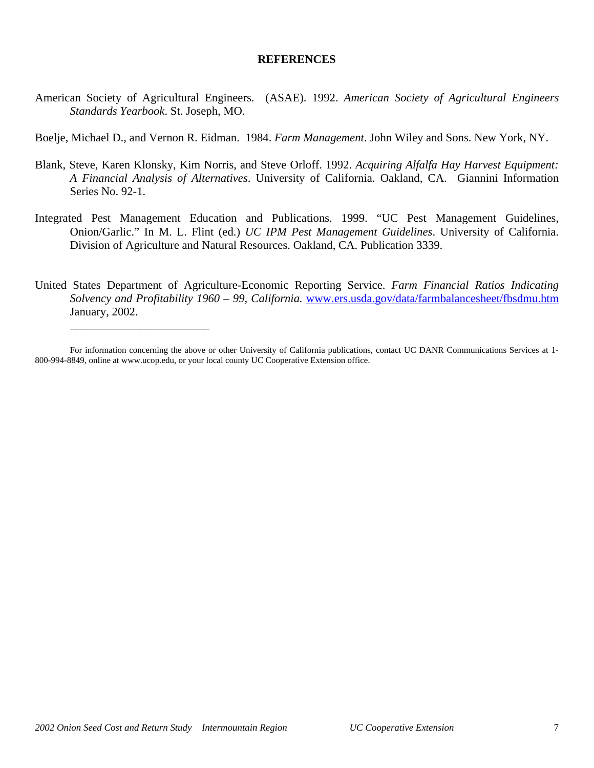**REFERENCES**

American Society of Agricultural Engineers. (ASAE). 1992. *American Society of Agricultural Engineers Standards Yearbook*. St. Joseph, MO.

Boelje, Michael D., and Vernon R. Eidman. 1984. *Farm Management*. John Wiley and Sons. New York, NY.

Blank, Steve, Karen Klonsky, Kim Norris, and Steve Orloff. 1992. *Acquiring Alfalfa Hay Harvest Equipment: A Financial Analysis of Alternatives*. University of California. Oakland, CA. Giannini Information Series No. 92-1.

Integrated Pest Management Education and Publications. 1999. "UC Pest Management Guidelines, Onion/Garlic." In M. L. Flint (ed.) *UC IPM Pest Management Guidelines*. University of California. Division of Agriculture and Natural Resources. Oakland, CA. Publication 3339.

United States Department of Agriculture-Economic Reporting Service. *Farm Financial Ratios Indicating Solvency and Profitability 1960 – 99, California.* [www.ers.usda.gov/data/farmbalancesheet/fbsdmu.htm](www.ers.usda.gov/data/farmbalancesheet/fbsdmu.htm) January, 2002.

---

For information concerning the above or other University of California publications, contact UC DANR Communications Services at 1-800-994-8849, online at www.ucop.edu, or your local county UC Cooperative Extension office.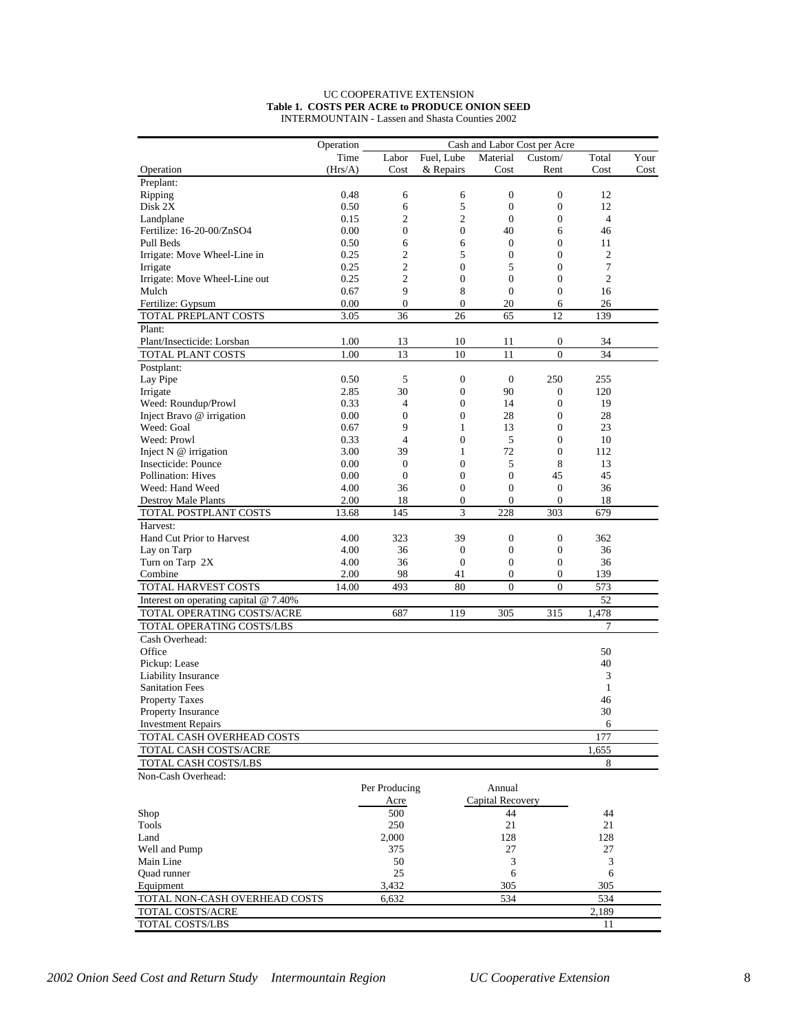UC COOPERATIVE EXTENSION

**Table 1. COSTS PER ACRE to PRODUCE ONION SEED**

INTERMOUNTAIN - Lassen and Shasta Counties 2002

| Operation | Operation Time (Hrs/A) | Labor Cost | Fuel, Lube & Repairs | Material Cost | Custom/ Rent | Total Cost | Your Cost |
|---|---|---|---|---|---|---|---|
| | | Cash and Labor Cost per Acre | | | | | |
| Preplant: | | | | | | | |
| Ripping | 0.48 | 6 | 6 | 0 | 0 | 12 | |
| Disk 2X | 0.50 | 6 | 5 | 0 | 0 | 12 | |
| Landplane | 0.15 | 2 | 2 | 0 | 0 | 4 | |
| Fertilize: 16-20-00/ZnSO4 | 0.00 | 0 | 0 | 40 | 6 | 46 | |
| Pull Beds | 0.50 | 6 | 6 | 0 | 0 | 11 | |
| Irrigate: Move Wheel-Line in | 0.25 | 2 | 5 | 0 | 0 | 2 | |
| Irrigate | 0.25 | 2 | 0 | 5 | 0 | 7 | |
| Irrigate: Move Wheel-Line out | 0.25 | 2 | 0 | 0 | 0 | 2 | |
| Mulch | 0.67 | 9 | 8 | 0 | 0 | 16 | |
| Fertilize: Gypsum | 0.00 | 0 | 0 | 20 | 6 | 26 | |
| TOTAL PREPLANT COSTS | 3.05 | 36 | 26 | 65 | 12 | 139 | |
| Plant: | | | | | | | |
| Plant/Insecticide: Lorsban | 1.00 | 13 | 10 | 11 | 0 | 34 | |
| TOTAL PLANT COSTS | 1.00 | 13 | 10 | 11 | 0 | 34 | |
| Postplant: | | | | | | | |
| Lay Pipe | 0.50 | 5 | 0 | 0 | 250 | 255 | |
| Irrigate | 2.85 | 30 | 0 | 90 | 0 | 120 | |
| Weed: Roundup/Prowl | 0.33 | 4 | 0 | 14 | 0 | 19 | |
| Inject Bravo @ irrigation | 0.00 | 0 | 0 | 28 | 0 | 28 | |
| Weed: Goal | 0.67 | 9 | 1 | 13 | 0 | 23 | |
| Weed: Prowl | 0.33 | 4 | 0 | 5 | 0 | 10 | |
| Inject N @ irrigation | 3.00 | 39 | 1 | 72 | 0 | 112 | |
| Insecticide: Pounce | 0.00 | 0 | 0 | 5 | 8 | 13 | |
| Pollination: Hives | 0.00 | 0 | 0 | 0 | 45 | 45 | |
| Weed: Hand Weed | 4.00 | 36 | 0 | 0 | 0 | 36 | |
| Destroy Male Plants | 2.00 | 18 | 0 | 0 | 0 | 18 | |
| TOTAL POSTPLANT COSTS | 13.68 | 145 | 3 | 228 | 303 | 679 | |
| Harvest: | | | | | | | |
| Hand Cut Prior to Harvest | 4.00 | 323 | 39 | 0 | 0 | 362 | |
| Lay on Tarp | 4.00 | 36 | 0 | 0 | 0 | 36 | |
| Turn on Tarp 2X | 4.00 | 36 | 0 | 0 | 0 | 36 | |
| Combine | 2.00 | 98 | 41 | 0 | 0 | 139 | |
| TOTAL HARVEST COSTS | 14.00 | 493 | 80 | 0 | 0 | 573 | |
| Interest on operating capital @ 7.40% | | | | | | 52 | |
| TOTAL OPERATING COSTS/ACRE | | 687 | 119 | 305 | 315 | 1,478 | |
| TOTAL OPERATING COSTS/LBS | | | | | | 7 | |
| Cash Overhead: | | | | | | | |
| Office | | | | | | 50 | |
| Pickup: Lease | | | | | | 40 | |
| Liability Insurance | | | | | | 3 | |
| Sanitation Fees | | | | | | 1 | |
| Property Taxes | | | | | | 46 | |
| Property Insurance | | | | | | 30 | |
| Investment Repairs | | | | | | 6 | |
| TOTAL CASH OVERHEAD COSTS | | | | | | 177 | |
| TOTAL CASH COSTS/ACRE | | | | | | 1,655 | |
| TOTAL CASH COSTS/LBS | | | | | | 8 | |

Non-Cash Overhead:

| | Per Producing Acre | Annual Capital Recovery | |
|---|---|---|---|
| Shop | 500 | 44 | 44 |
| Tools | 250 | 21 | 21 |
| Land | 2,000 | 128 | 128 |
| Well and Pump | 375 | 27 | 27 |
| Main Line | 50 | 3 | 3 |
| Quad runner | 25 | 6 | 6 |
| Equipment | 3,432 | 305 | 305 |
| TOTAL NON-CASH OVERHEAD COSTS | 6,632 | 534 | 534 |
| TOTAL COSTS/ACRE | | | 2,189 |
| TOTAL COSTS/LBS | | | 11 |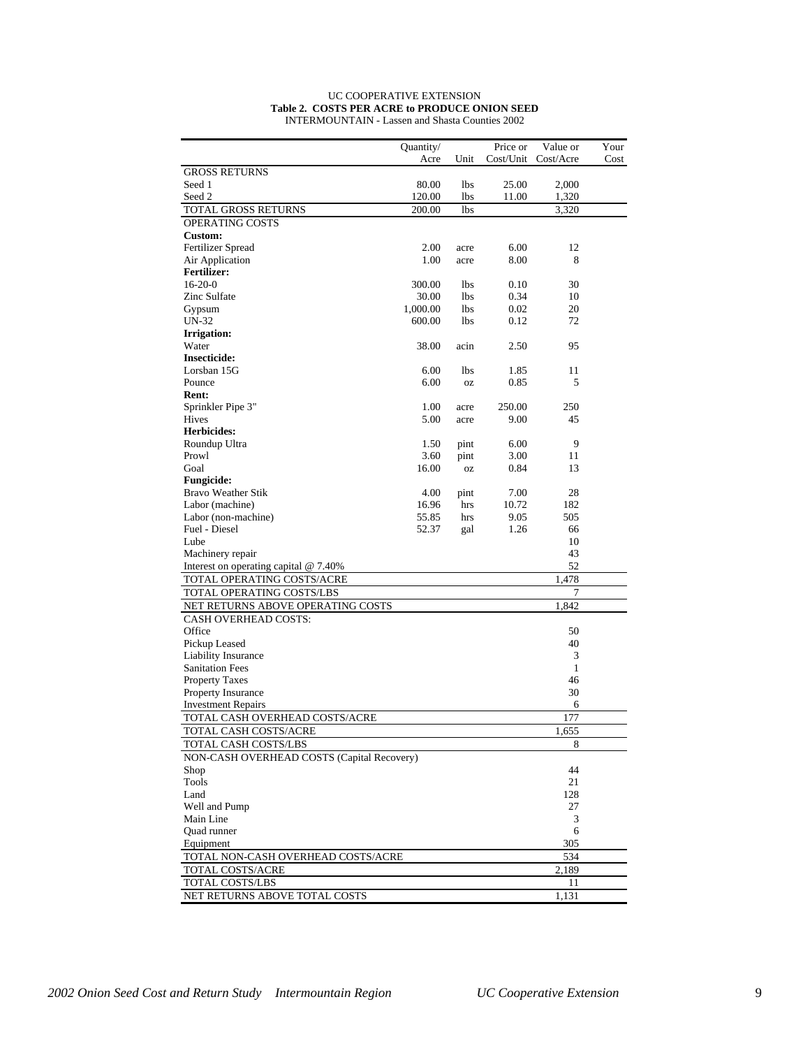UC COOPERATIVE EXTENSION

**Table 2. COSTS PER ACRE to PRODUCE ONION SEED**

INTERMOUNTAIN - Lassen and Shasta Counties 2002

| | Quantity/ Acre | Unit | Price or Cost/Unit | Value or Cost/Acre | Your Cost |
|---|---|---|---|---|---|
| GROSS RETURNS | | | | | |
| Seed 1 | 80.00 | lbs | 25.00 | 2,000 | |
| Seed 2 | 120.00 | lbs | 11.00 | 1,320 | |
| TOTAL GROSS RETURNS | 200.00 | lbs | | 3,320 | |
| OPERATING COSTS | | | | | |
| **Custom:** | | | | | |
| Fertilizer Spread | 2.00 | acre | 6.00 | 12 | |
| Air Application | 1.00 | acre | 8.00 | 8 | |
| **Fertilizer:** | | | | | |
| 16-20-0 | 300.00 | lbs | 0.10 | 30 | |
| Zinc Sulfate | 30.00 | lbs | 0.34 | 10 | |
| Gypsum | 1,000.00 | lbs | 0.02 | 20 | |
| UN-32 | 600.00 | lbs | 0.12 | 72 | |
| **Irrigation:** | | | | | |
| Water | 38.00 | acin | 2.50 | 95 | |
| **Insecticide:** | | | | | |
| Lorsban 15G | 6.00 | lbs | 1.85 | 11 | |
| Pounce | 6.00 | oz | 0.85 | 5 | |
| **Rent:** | | | | | |
| Sprinkler Pipe 3" | 1.00 | acre | 250.00 | 250 | |
| Hives | 5.00 | acre | 9.00 | 45 | |
| **Herbicides:** | | | | | |
| Roundup Ultra | 1.50 | pint | 6.00 | 9 | |
| Prowl | 3.60 | pint | 3.00 | 11 | |
| Goal | 16.00 | oz | 0.84 | 13 | |
| **Fungicide:** | | | | | |
| Bravo Weather Stik | 4.00 | pint | 7.00 | 28 | |
| Labor (machine) | 16.96 | hrs | 10.72 | 182 | |
| Labor (non-machine) | 55.85 | hrs | 9.05 | 505 | |
| Fuel - Diesel | 52.37 | gal | 1.26 | 66 | |
| Lube | | | | 10 | |
| Machinery repair | | | | 43 | |
| Interest on operating capital @ 7.40% | | | | 52 | |
| TOTAL OPERATING COSTS/ACRE | | | | 1,478 | |
| TOTAL OPERATING COSTS/LBS | | | | 7 | |
| NET RETURNS ABOVE OPERATING COSTS | | | | 1,842 | |
| CASH OVERHEAD COSTS: | | | | | |
| Office | | | | 50 | |
| Pickup Leased | | | | 40 | |
| Liability Insurance | | | | 3 | |
| Sanitation Fees | | | | 1 | |
| Property Taxes | | | | 46 | |
| Property Insurance | | | | 30 | |
| Investment Repairs | | | | 6 | |
| TOTAL CASH OVERHEAD COSTS/ACRE | | | | 177 | |
| TOTAL CASH COSTS/ACRE | | | | 1,655 | |
| TOTAL CASH COSTS/LBS | | | | 8 | |
| NON-CASH OVERHEAD COSTS (Capital Recovery) | | | | | |
| Shop | | | | 44 | |
| Tools | | | | 21 | |
| Land | | | | 128 | |
| Well and Pump | | | | 27 | |
| Main Line | | | | 3 | |
| Quad runner | | | | 6 | |
| Equipment | | | | 305 | |
| TOTAL NON-CASH OVERHEAD COSTS/ACRE | | | | 534 | |
| TOTAL COSTS/ACRE | | | | 2,189 | |
| TOTAL COSTS/LBS | | | | 11 | |
| NET RETURNS ABOVE TOTAL COSTS | | | | 1,131 | |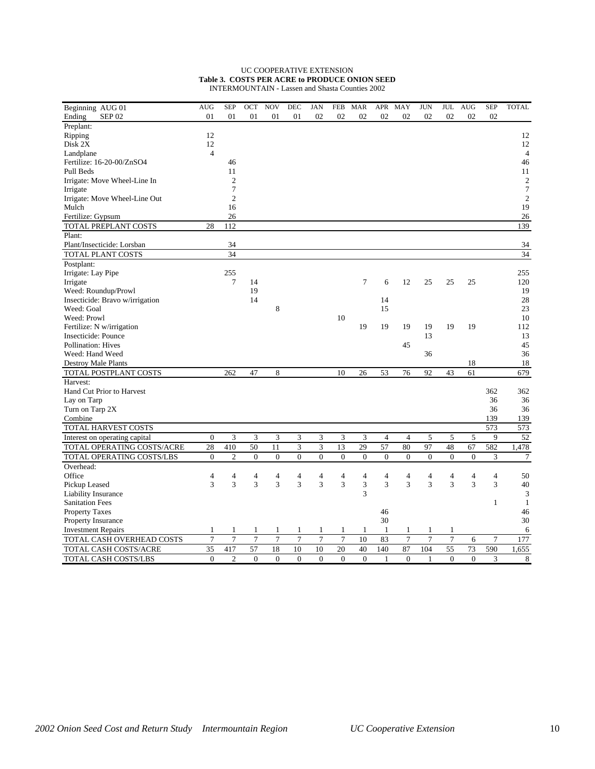UC COOPERATIVE EXTENSION

**Table 3. COSTS PER ACRE to PRODUCE ONION SEED**

INTERMOUNTAIN - Lassen and Shasta Counties 2002

| Beginning AUG 01<br>Ending SEP 02 | AUG<br>01 | SEP<br>01 | OCT<br>01 | NOV<br>01 | DEC<br>01 | JAN<br>02 | FEB<br>02 | MAR<br>02 | APR<br>02 | MAY<br>02 | JUN<br>02 | JUL<br>02 | AUG<br>02 | SEP<br>02 | TOTAL |
|---|---|---|---|---|---|---|---|---|---|---|---|---|---|---|---|
| Preplant: | | | | | | | | | | | | | | | |
| Ripping | 12 | | | | | | | | | | | | | | 12 |
| Disk 2X | 12 | | | | | | | | | | | | | | 12 |
| Landplane | 4 | | | | | | | | | | | | | | 4 |
| Fertilize: 16-20-00/ZnSO4 | | 46 | | | | | | | | | | | | | 46 |
| Pull Beds | | 11 | | | | | | | | | | | | | 11 |
| Irrigate: Move Wheel-Line In | | 2 | | | | | | | | | | | | | 2 |
| Irrigate | | 7 | | | | | | | | | | | | | 7 |
| Irrigate: Move Wheel-Line Out | | 2 | | | | | | | | | | | | | 2 |
| Mulch | | 16 | | | | | | | | | | | | | 19 |
| Fertilize: Gypsum | | 26 | | | | | | | | | | | | | 26 |
| TOTAL PREPLANT COSTS | 28 | 112 | | | | | | | | | | | | | 139 |
| Plant: | | | | | | | | | | | | | | | |
| Plant/Insecticide: Lorsban | | 34 | | | | | | | | | | | | | 34 |
| TOTAL PLANT COSTS | | 34 | | | | | | | | | | | | | 34 |
| Postplant: | | | | | | | | | | | | | | | |
| Irrigate: Lay Pipe | | 255 | | | | | | | | | | | | | 255 |
| Irrigate | | 7 | 14 | | | | | 7 | 6 | 12 | 25 | 25 | 25 | | 120 |
| Weed: Roundup/Prowl | | | 19 | | | | | | | | | | | | 19 |
| Insecticide: Bravo w/irrigation | | | 14 | | | | | | 14 | | | | | | 28 |
| Weed: Goal | | | | 8 | | | | | 15 | | | | | | 23 |
| Weed: Prowl | | | | | | | 10 | | | | | | | | 10 |
| Fertilize: N w/irrigation | | | | | | | | 19 | 19 | 19 | 19 | 19 | 19 | | 112 |
| Insecticide: Pounce | | | | | | | | | | | 13 | | | | 13 |
| Pollination: Hives | | | | | | | | | | 45 | | | | | 45 |
| Weed: Hand Weed | | | | | | | | | | | 36 | | | | 36 |
| Destroy Male Plants | | | | | | | | | | | | | 18 | | 18 |
| TOTAL POSTPLANT COSTS | | 262 | 47 | 8 | | | 10 | 26 | 53 | 76 | 92 | 43 | 61 | | 679 |
| Harvest: | | | | | | | | | | | | | | | |
| Hand Cut Prior to Harvest | | | | | | | | | | | | | | 362 | 362 |
| Lay on Tarp | | | | | | | | | | | | | | 36 | 36 |
| Turn on Tarp 2X | | | | | | | | | | | | | | 36 | 36 |
| Combine | | | | | | | | | | | | | | 139 | 139 |
| TOTAL HARVEST COSTS | | | | | | | | | | | | | | 573 | 573 |
| Interest on operating capital | 0 | 3 | 3 | 3 | 3 | 3 | 3 | 3 | 4 | 4 | 5 | 5 | 5 | 9 | 52 |
| TOTAL OPERATING COSTS/ACRE | 28 | 410 | 50 | 11 | 3 | 3 | 13 | 29 | 57 | 80 | 97 | 48 | 67 | 582 | 1,478 |
| TOTAL OPERATING COSTS/LBS | 0 | 2 | 0 | 0 | 0 | 0 | 0 | 0 | 0 | 0 | 0 | 0 | 0 | 3 | 7 |
| Overhead: | | | | | | | | | | | | | | | |
| Office | 4 | 4 | 4 | 4 | 4 | 4 | 4 | 4 | 4 | 4 | 4 | 4 | 4 | 4 | 50 |
| Pickup Leased | 3 | 3 | 3 | 3 | 3 | 3 | 3 | 3 | 3 | 3 | 3 | 3 | 3 | 3 | 40 |
| Liability Insurance | | | | | | | | 3 | | | | | | | 3 |
| Sanitation Fees | | | | | | | | | | | | | | 1 | 1 |
| Property Taxes | | | | | | | | | 46 | | | | | | 46 |
| Property Insurance | | | | | | | | | 30 | | | | | | 30 |
| Investment Repairs | 1 | 1 | 1 | 1 | 1 | 1 | 1 | 1 | 1 | 1 | 1 | 1 | | | 6 |
| TOTAL CASH OVERHEAD COSTS | 7 | 7 | 7 | 7 | 7 | 7 | 7 | 10 | 83 | 7 | 7 | 7 | 6 | 7 | 177 |
| TOTAL CASH COSTS/ACRE | 35 | 417 | 57 | 18 | 10 | 10 | 20 | 40 | 140 | 87 | 104 | 55 | 73 | 590 | 1,655 |
| TOTAL CASH COSTS/LBS | 0 | 2 | 0 | 0 | 0 | 0 | 0 | 0 | 1 | 0 | 1 | 0 | 0 | 3 | 8 |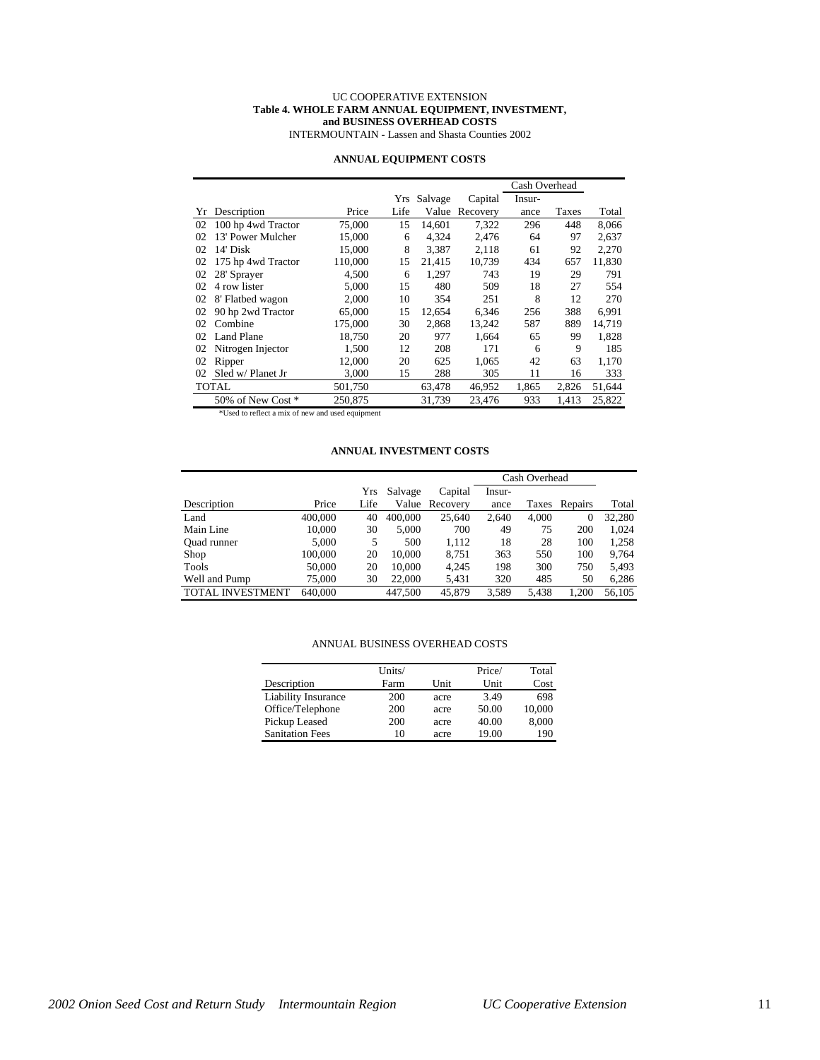UC COOPERATIVE EXTENSION

**Table 4. WHOLE FARM ANNUAL EQUIPMENT, INVESTMENT, and BUSINESS OVERHEAD COSTS**

INTERMOUNTAIN - Lassen and Shasta Counties 2002

**ANNUAL EQUIPMENT COSTS**

| | | | | | | Cash Overhead | | |
|---|---|---|---|---|---|---|---|---|
| Yr | Description | Price | Yrs Life | Salvage Value | Capital Recovery | Insur-ance | Taxes | Total |
| 02 | 100 hp 4wd Tractor | 75,000 | 15 | 14,601 | 7,322 | 296 | 448 | 8,066 |
| 02 | 13' Power Mulcher | 15,000 | 6 | 4,324 | 2,476 | 64 | 97 | 2,637 |
| 02 | 14' Disk | 15,000 | 8 | 3,387 | 2,118 | 61 | 92 | 2,270 |
| 02 | 175 hp 4wd Tractor | 110,000 | 15 | 21,415 | 10,739 | 434 | 657 | 11,830 |
| 02 | 28' Sprayer | 4,500 | 6 | 1,297 | 743 | 19 | 29 | 791 |
| 02 | 4 row lister | 5,000 | 15 | 480 | 509 | 18 | 27 | 554 |
| 02 | 8' Flatbed wagon | 2,000 | 10 | 354 | 251 | 8 | 12 | 270 |
| 02 | 90 hp 2wd Tractor | 65,000 | 15 | 12,654 | 6,346 | 256 | 388 | 6,991 |
| 02 | Combine | 175,000 | 30 | 2,868 | 13,242 | 587 | 889 | 14,719 |
| 02 | Land Plane | 18,750 | 20 | 977 | 1,664 | 65 | 99 | 1,828 |
| 02 | Nitrogen Injector | 1,500 | 12 | 208 | 171 | 6 | 9 | 185 |
| 02 | Ripper | 12,000 | 20 | 625 | 1,065 | 42 | 63 | 1,170 |
| 02 | Sled w/ Planet Jr | 3,000 | 15 | 288 | 305 | 11 | 16 | 333 |
| TOTAL | | 501,750 | | 63,478 | 46,952 | 1,865 | 2,826 | 51,644 |
| | 50% of New Cost * | 250,875 | | 31,739 | 23,476 | 933 | 1,413 | 25,822 |

*Used to reflect a mix of new and used equipment

**ANNUAL INVESTMENT COSTS**

| | | | | | Cash Overhead | | | |
|---|---|---|---|---|---|---|---|---|
| Description | Price | Yrs Life | Salvage Value | Capital Recovery | Insur-ance | Taxes | Repairs | Total |
| Land | 400,000 | 40 | 400,000 | 25,640 | 2,640 | 4,000 | 0 | 32,280 |
| Main Line | 10,000 | 30 | 5,000 | 700 | 49 | 75 | 200 | 1,024 |
| Quad runner | 5,000 | 5 | 500 | 1,112 | 18 | 28 | 100 | 1,258 |
| Shop | 100,000 | 20 | 10,000 | 8,751 | 363 | 550 | 100 | 9,764 |
| Tools | 50,000 | 20 | 10,000 | 4,245 | 198 | 300 | 750 | 5,493 |
| Well and Pump | 75,000 | 30 | 22,000 | 5,431 | 320 | 485 | 50 | 6,286 |
| TOTAL INVESTMENT | 640,000 | | 447,500 | 45,879 | 3,589 | 5,438 | 1,200 | 56,105 |

ANNUAL BUSINESS OVERHEAD COSTS

| Description | Units/ Farm | Unit | Price/ Unit | Total Cost |
|---|---|---|---|---|
| Liability Insurance | 200 | acre | 3.49 | 698 |
| Office/Telephone | 200 | acre | 50.00 | 10,000 |
| Pickup Leased | 200 | acre | 40.00 | 8,000 |
| Sanitation Fees | 10 | acre | 19.00 | 190 |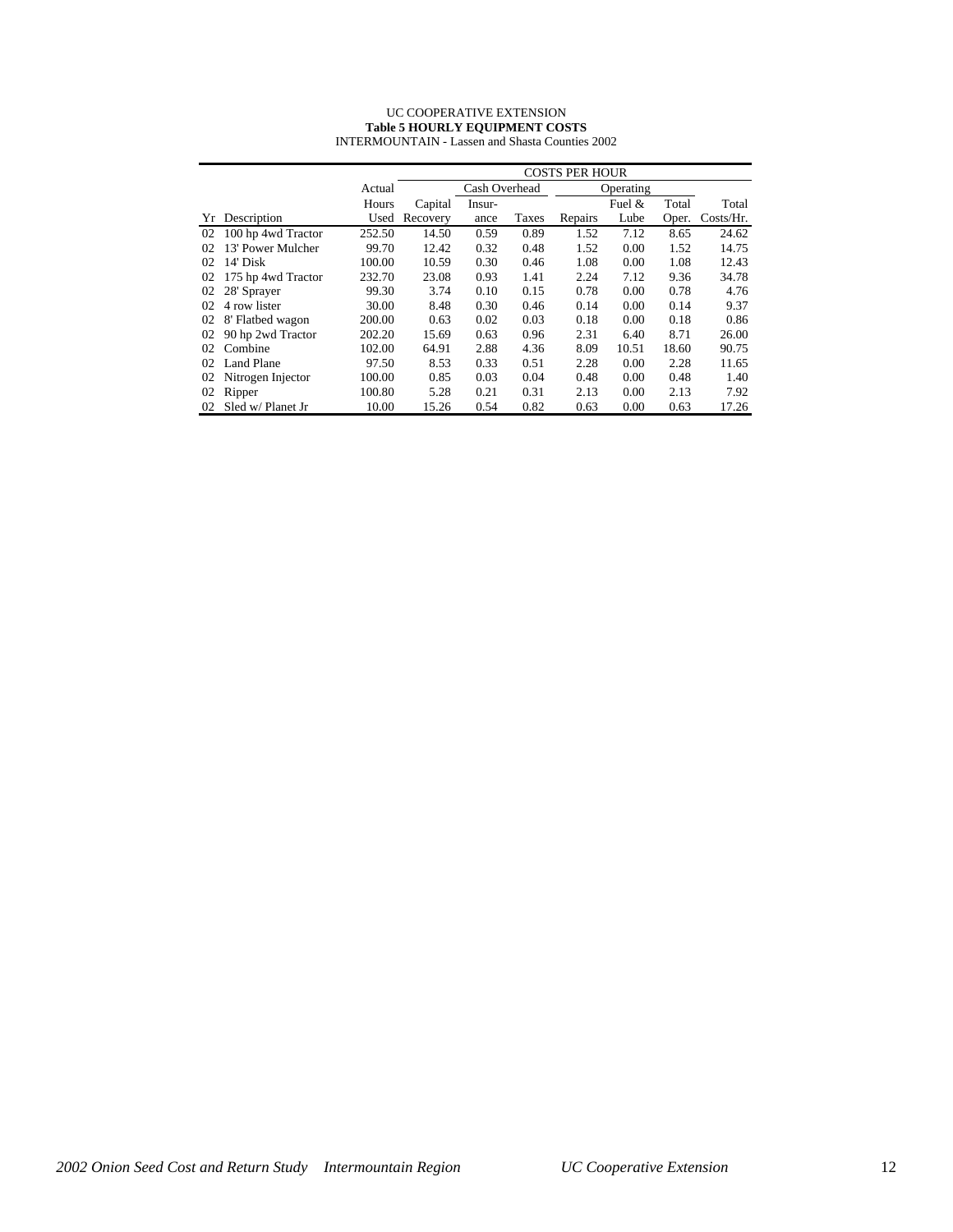UC COOPERATIVE EXTENSION

**Table 5 HOURLY EQUIPMENT COSTS**

INTERMOUNTAIN - Lassen and Shasta Counties 2002

| | | | COSTS PER HOUR | | | | | | | |
|---|---|---|---|---|---|---|---|---|---|---|
| | | Actual | | Cash Overhead | | Operating | | | | |
| | | Hours | Capital | Insur- | | | Fuel & | Total | | Total |
| Yr | Description | Used | Recovery | ance | Taxes | Repairs | Lube | Oper. | | Costs/Hr. |
| 02 | 100 hp 4wd Tractor | 252.50 | 14.50 | 0.59 | 0.89 | 1.52 | 7.12 | 8.65 | | 24.62 |
| 02 | 13' Power Mulcher | 99.70 | 12.42 | 0.32 | 0.48 | 1.52 | 0.00 | 1.52 | | 14.75 |
| 02 | 14' Disk | 100.00 | 10.59 | 0.30 | 0.46 | 1.08 | 0.00 | 1.08 | | 12.43 |
| 02 | 175 hp 4wd Tractor | 232.70 | 23.08 | 0.93 | 1.41 | 2.24 | 7.12 | 9.36 | | 34.78 |
| 02 | 28' Sprayer | 99.30 | 3.74 | 0.10 | 0.15 | 0.78 | 0.00 | 0.78 | | 4.76 |
| 02 | 4 row lister | 30.00 | 8.48 | 0.30 | 0.46 | 0.14 | 0.00 | 0.14 | | 9.37 |
| 02 | 8' Flatbed wagon | 200.00 | 0.63 | 0.02 | 0.03 | 0.18 | 0.00 | 0.18 | | 0.86 |
| 02 | 90 hp 2wd Tractor | 202.20 | 15.69 | 0.63 | 0.96 | 2.31 | 6.40 | 8.71 | | 26.00 |
| 02 | Combine | 102.00 | 64.91 | 2.88 | 4.36 | 8.09 | 10.51 | 18.60 | | 90.75 |
| 02 | Land Plane | 97.50 | 8.53 | 0.33 | 0.51 | 2.28 | 0.00 | 2.28 | | 11.65 |
| 02 | Nitrogen Injector | 100.00 | 0.85 | 0.03 | 0.04 | 0.48 | 0.00 | 0.48 | | 1.40 |
| 02 | Ripper | 100.80 | 5.28 | 0.21 | 0.31 | 2.13 | 0.00 | 2.13 | | 7.92 |
| 02 | Sled w/ Planet Jr | 10.00 | 15.26 | 0.54 | 0.82 | 0.63 | 0.00 | 0.63 | | 17.26 |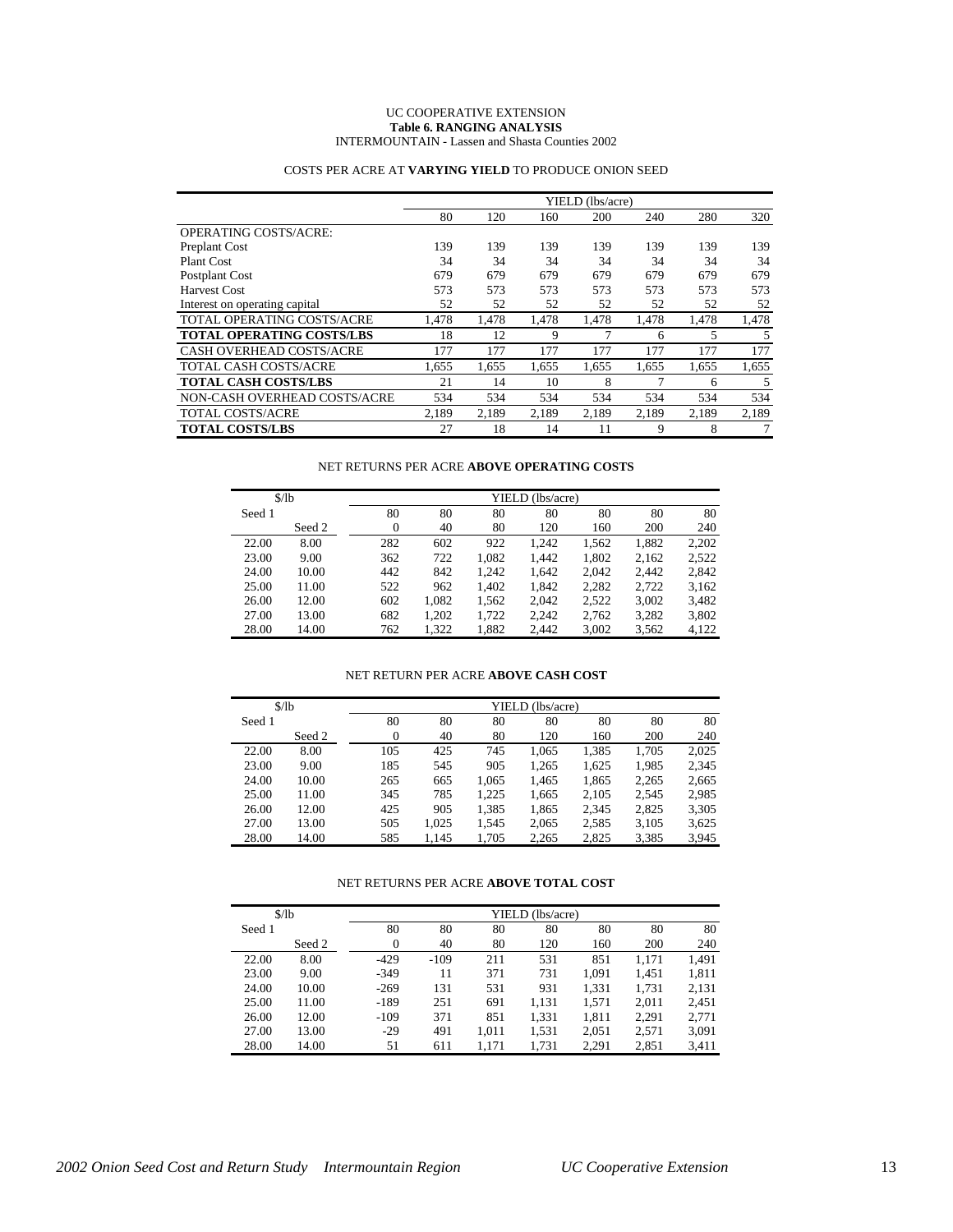UC COOPERATIVE EXTENSION

**Table 6. RANGING ANALYSIS**

INTERMOUNTAIN - Lassen and Shasta Counties 2002

COSTS PER ACRE AT **VARYING YIELD** TO PRODUCE ONION SEED

| | YIELD (lbs/acre) | | | | | | |
|---|---|---|---|---|---|---|---|
| | 80 | 120 | 160 | 200 | 240 | 280 | 320 |
| OPERATING COSTS/ACRE: | | | | | | | |
| Preplant Cost | 139 | 139 | 139 | 139 | 139 | 139 | 139 |
| Plant Cost | 34 | 34 | 34 | 34 | 34 | 34 | 34 |
| Postplant Cost | 679 | 679 | 679 | 679 | 679 | 679 | 679 |
| Harvest Cost | 573 | 573 | 573 | 573 | 573 | 573 | 573 |
| Interest on operating capital | 52 | 52 | 52 | 52 | 52 | 52 | 52 |
| TOTAL OPERATING COSTS/ACRE | 1,478 | 1,478 | 1,478 | 1,478 | 1,478 | 1,478 | 1,478 |
| **TOTAL OPERATING COSTS/LBS** | 18 | 12 | 9 | 7 | 6 | 5 | 5 |
| CASH OVERHEAD COSTS/ACRE | 177 | 177 | 177 | 177 | 177 | 177 | 177 |
| TOTAL CASH COSTS/ACRE | 1,655 | 1,655 | 1,655 | 1,655 | 1,655 | 1,655 | 1,655 |
| **TOTAL CASH COSTS/LBS** | 21 | 14 | 10 | 8 | 7 | 6 | 5 |
| NON-CASH OVERHEAD COSTS/ACRE | 534 | 534 | 534 | 534 | 534 | 534 | 534 |
| TOTAL COSTS/ACRE | 2,189 | 2,189 | 2,189 | 2,189 | 2,189 | 2,189 | 2,189 |
| **TOTAL COSTS/LBS** | 27 | 18 | 14 | 11 | 9 | 8 | 7 |

NET RETURNS PER ACRE **ABOVE OPERATING COSTS**

| $/lb | | YIELD (lbs/acre) | | | | | | |
|---|---|---|---|---|---|---|---|---|
| Seed 1 | | 80 | 80 | 80 | 80 | 80 | 80 | 80 |
| | Seed 2 | 0 | 40 | 80 | 120 | 160 | 200 | 240 |
| 22.00 | 8.00 | 282 | 602 | 922 | 1,242 | 1,562 | 1,882 | 2,202 |
| 23.00 | 9.00 | 362 | 722 | 1,082 | 1,442 | 1,802 | 2,162 | 2,522 |
| 24.00 | 10.00 | 442 | 842 | 1,242 | 1,642 | 2,042 | 2,442 | 2,842 |
| 25.00 | 11.00 | 522 | 962 | 1,402 | 1,842 | 2,282 | 2,722 | 3,162 |
| 26.00 | 12.00 | 602 | 1,082 | 1,562 | 2,042 | 2,522 | 3,002 | 3,482 |
| 27.00 | 13.00 | 682 | 1,202 | 1,722 | 2,242 | 2,762 | 3,282 | 3,802 |
| 28.00 | 14.00 | 762 | 1,322 | 1,882 | 2,442 | 3,002 | 3,562 | 4,122 |

NET RETURN PER ACRE **ABOVE CASH COST**

| $/lb | | YIELD (lbs/acre) | | | | | | |
|---|---|---|---|---|---|---|---|---|
| Seed 1 | | 80 | 80 | 80 | 80 | 80 | 80 | 80 |
| | Seed 2 | 0 | 40 | 80 | 120 | 160 | 200 | 240 |
| 22.00 | 8.00 | 105 | 425 | 745 | 1,065 | 1,385 | 1,705 | 2,025 |
| 23.00 | 9.00 | 185 | 545 | 905 | 1,265 | 1,625 | 1,985 | 2,345 |
| 24.00 | 10.00 | 265 | 665 | 1,065 | 1,465 | 1,865 | 2,265 | 2,665 |
| 25.00 | 11.00 | 345 | 785 | 1,225 | 1,665 | 2,105 | 2,545 | 2,985 |
| 26.00 | 12.00 | 425 | 905 | 1,385 | 1,865 | 2,345 | 2,825 | 3,305 |
| 27.00 | 13.00 | 505 | 1,025 | 1,545 | 2,065 | 2,585 | 3,105 | 3,625 |
| 28.00 | 14.00 | 585 | 1,145 | 1,705 | 2,265 | 2,825 | 3,385 | 3,945 |

NET RETURNS PER ACRE **ABOVE TOTAL COST**

| $/lb | | YIELD (lbs/acre) | | | | | | |
|---|---|---|---|---|---|---|---|---|
| Seed 1 | | 80 | 80 | 80 | 80 | 80 | 80 | 80 |
| | Seed 2 | 0 | 40 | 80 | 120 | 160 | 200 | 240 |
| 22.00 | 8.00 | -429 | -109 | 211 | 531 | 851 | 1,171 | 1,491 |
| 23.00 | 9.00 | -349 | 11 | 371 | 731 | 1,091 | 1,451 | 1,811 |
| 24.00 | 10.00 | -269 | 131 | 531 | 931 | 1,331 | 1,731 | 2,131 |
| 25.00 | 11.00 | -189 | 251 | 691 | 1,131 | 1,571 | 2,011 | 2,451 |
| 26.00 | 12.00 | -109 | 371 | 851 | 1,331 | 1,811 | 2,291 | 2,771 |
| 27.00 | 13.00 | -29 | 491 | 1,011 | 1,531 | 2,051 | 2,571 | 3,091 |
| 28.00 | 14.00 | 51 | 611 | 1,171 | 1,731 | 2,291 | 2,851 | 3,411 |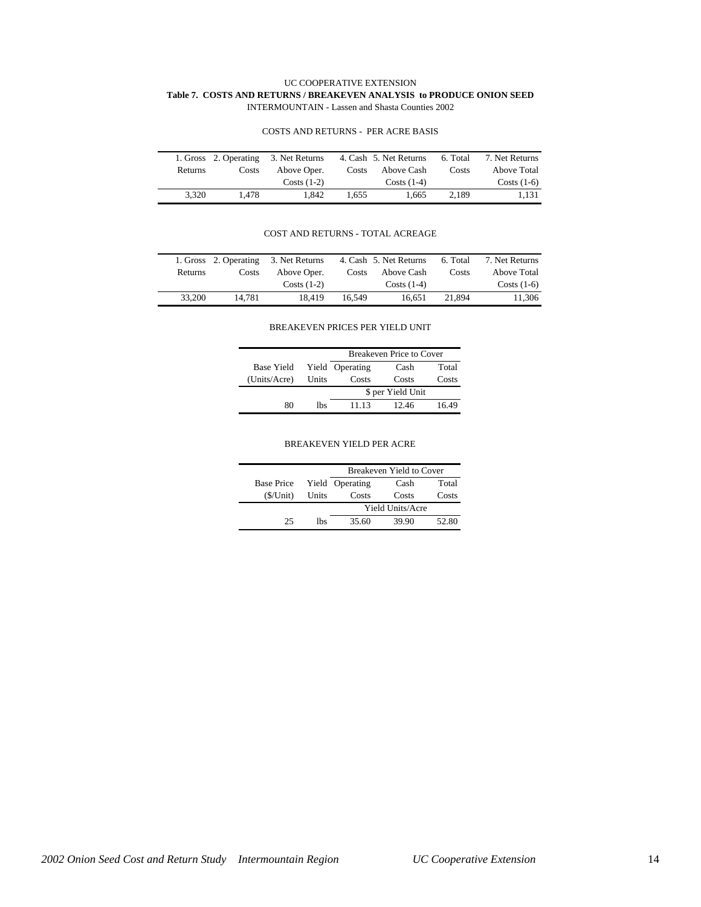UC COOPERATIVE EXTENSION

**Table 7. COSTS AND RETURNS / BREAKEVEN ANALYSIS to PRODUCE ONION SEED**

INTERMOUNTAIN - Lassen and Shasta Counties 2002

COSTS AND RETURNS - PER ACRE BASIS

| 1. Gross Returns | 2. Operating Costs | 3. Net Returns Above Oper. Costs (1-2) | 4. Cash Costs | 5. Net Returns Above Cash Costs (1-4) | 6. Total Costs | 7. Net Returns Above Total Costs (1-6) |
|---|---|---|---|---|---|---|
| 3,320 | 1,478 | 1,842 | 1,655 | 1,665 | 2,189 | 1,131 |

COST AND RETURNS - TOTAL ACREAGE

| 1. Gross Returns | 2. Operating Costs | 3. Net Returns Above Oper. Costs (1-2) | 4. Cash Costs | 5. Net Returns Above Cash Costs (1-4) | 6. Total Costs | 7. Net Returns Above Total Costs (1-6) |
|---|---|---|---|---|---|---|
| 33,200 | 14,781 | 18,419 | 16,549 | 16,651 | 21,894 | 11,306 |

BREAKEVEN PRICES PER YIELD UNIT

| | | Breakeven Price to Cover | | |
|---|---|---|---|---|
| Base Yield (Units/Acre) | Yield Units | Operating Costs | Cash Costs | Total Costs |
| | | $ per Yield Unit | | |
| 80 | lbs | 11.13 | 12.46 | 16.49 |

BREAKEVEN YIELD PER ACRE

| | | Breakeven Yield to Cover | | |
|---|---|---|---|---|
| Base Price ($/Unit) | Yield Units | Operating Costs | Cash Costs | Total Costs |
| | | Yield Units/Acre | | |
| 25 | lbs | 35.60 | 39.90 | 52.80 |